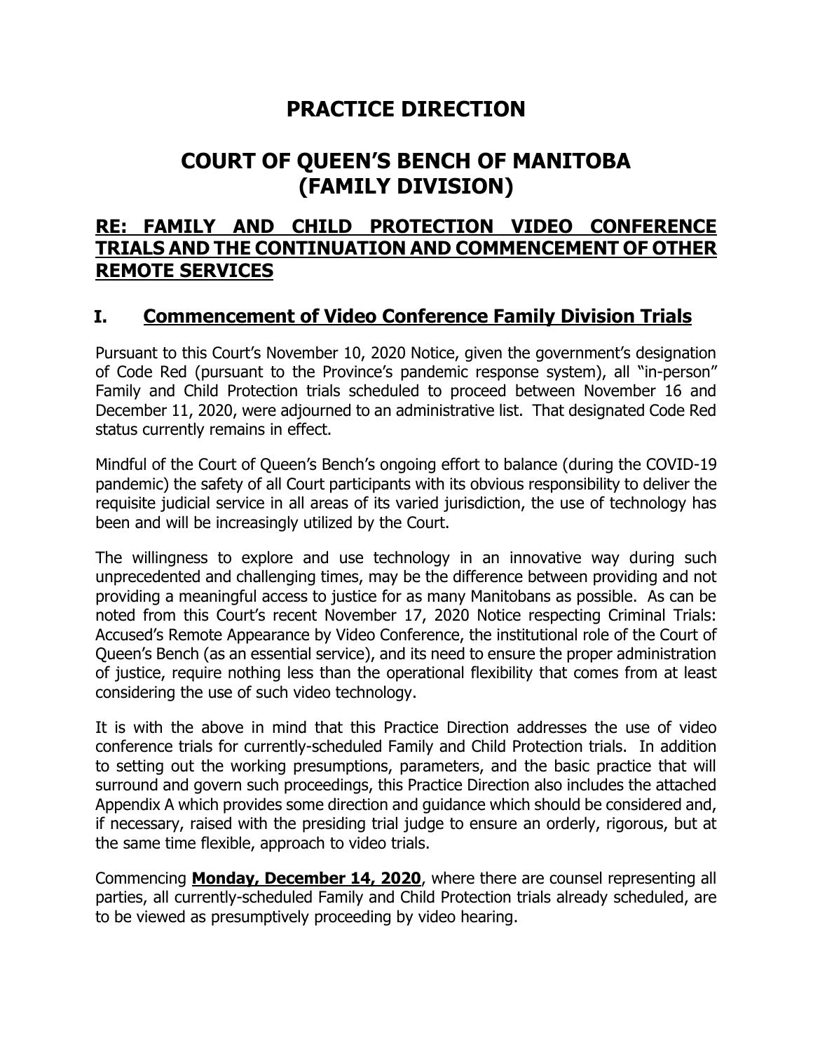# PRACTICE DIRECTION

# COURT OF QUEEN'S BENCH OF MANITOBA (FAMILY DIVISION)

## RE: FAMILY AND CHILD PROTECTION VIDEO CONFERENCE TRIALS AND THE CONTINUATION AND COMMENCEMENT OF OTHER REMOTE SERVICES

## I. Commencement of Video Conference Family Division Trials

Pursuant to this Court's November 10, 2020 Notice, given the government's designation of Code Red (pursuant to the Province's pandemic response system), all "in-person" Family and Child Protection trials scheduled to proceed between November 16 and December 11, 2020, were adjourned to an administrative list. That designated Code Red status currently remains in effect.

Mindful of the Court of Queen's Bench's ongoing effort to balance (during the COVID-19 pandemic) the safety of all Court participants with its obvious responsibility to deliver the requisite judicial service in all areas of its varied jurisdiction, the use of technology has been and will be increasingly utilized by the Court.

The willingness to explore and use technology in an innovative way during such unprecedented and challenging times, may be the difference between providing and not providing a meaningful access to justice for as many Manitobans as possible. As can be noted from this Court's recent November 17, 2020 Notice respecting Criminal Trials: Accused's Remote Appearance by Video Conference, the institutional role of the Court of Queen's Bench (as an essential service), and its need to ensure the proper administration of justice, require nothing less than the operational flexibility that comes from at least considering the use of such video technology.

It is with the above in mind that this Practice Direction addresses the use of video conference trials for currently-scheduled Family and Child Protection trials. In addition to setting out the working presumptions, parameters, and the basic practice that will surround and govern such proceedings, this Practice Direction also includes the attached Appendix A which provides some direction and guidance which should be considered and, if necessary, raised with the presiding trial judge to ensure an orderly, rigorous, but at the same time flexible, approach to video trials.

Commencing **Monday, December 14, 2020**, where there are counsel representing all parties, all currently-scheduled Family and Child Protection trials already scheduled, are to be viewed as presumptively proceeding by video hearing.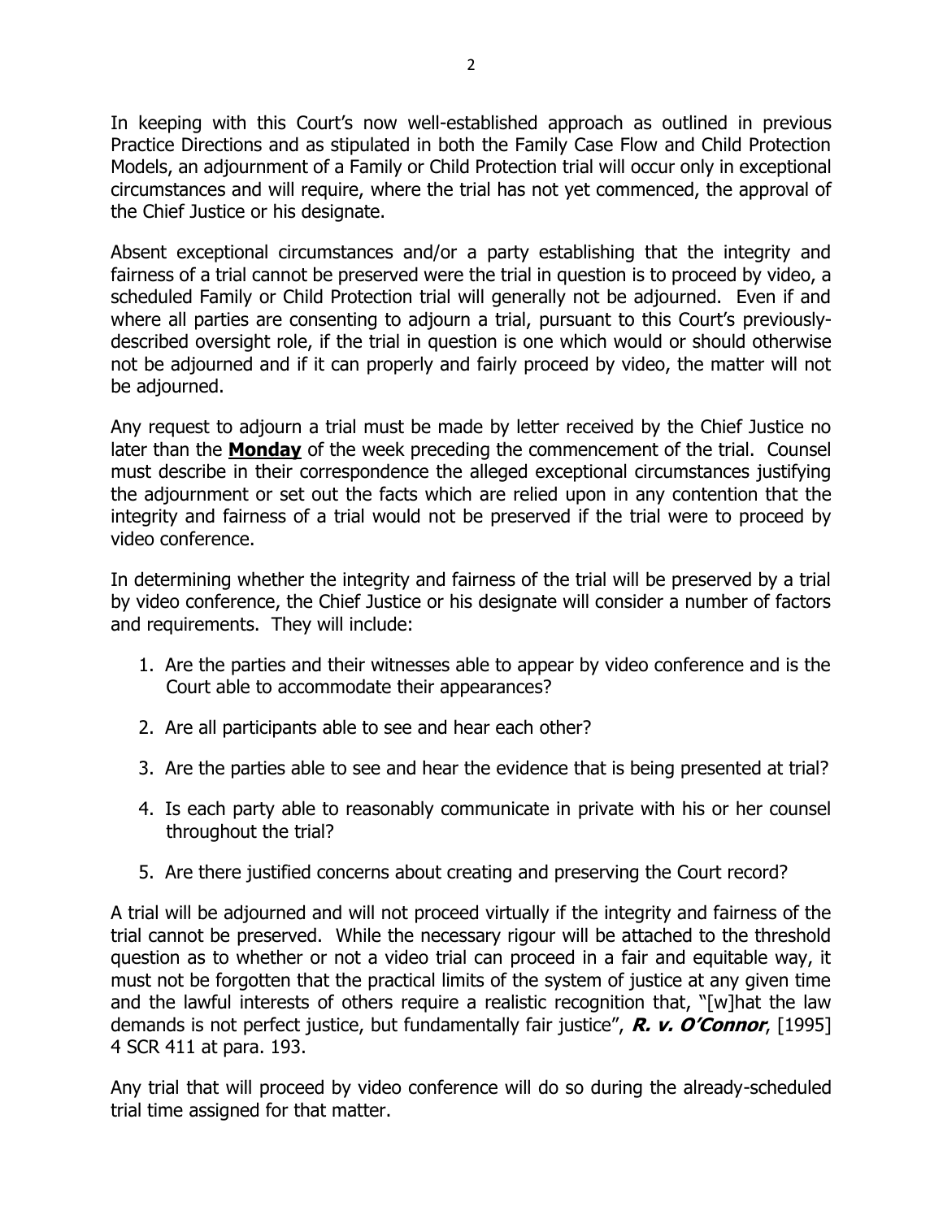In keeping with this Court's now well-established approach as outlined in previous Practice Directions and as stipulated in both the Family Case Flow and Child Protection Models, an adjournment of a Family or Child Protection trial will occur only in exceptional circumstances and will require, where the trial has not yet commenced, the approval of the Chief Justice or his designate.

Absent exceptional circumstances and/or a party establishing that the integrity and fairness of a trial cannot be preserved were the trial in question is to proceed by video, a scheduled Family or Child Protection trial will generally not be adjourned. Even if and where all parties are consenting to adjourn a trial, pursuant to this Court's previously-described oversight role, if the trial in question is one which would or should otherwise not be adjourned and if it can properly and fairly proceed by video, the matter will not be adjourned.

Any request to adjourn a trial must be made by letter received by the Chief Justice no later than the **Monday** of the week preceding the commencement of the trial. Counsel must describe in their correspondence the alleged exceptional circumstances justifying the adjournment or set out the facts which are relied upon in any contention that the integrity and fairness of a trial would not be preserved if the trial were to proceed by video conference.

In determining whether the integrity and fairness of the trial will be preserved by a trial by video conference, the Chief Justice or his designate will consider a number of factors and requirements. They will include:

1. Are the parties and their witnesses able to appear by video conference and is the Court able to accommodate their appearances?
2. Are all participants able to see and hear each other?
3. Are the parties able to see and hear the evidence that is being presented at trial?
4. Is each party able to reasonably communicate in private with his or her counsel throughout the trial?
5. Are there justified concerns about creating and preserving the Court record?

A trial will be adjourned and will not proceed virtually if the integrity and fairness of the trial cannot be preserved. While the necessary rigour will be attached to the threshold question as to whether or not a video trial can proceed in a fair and equitable way, it must not be forgotten that the practical limits of the system of justice at any given time and the lawful interests of others require a realistic recognition that, "[w]hat the law demands is not perfect justice, but fundamentally fair justice", ***R. v. O'Connor***, [1995] 4 SCR 411 at para. 193.

Any trial that will proceed by video conference will do so during the already-scheduled trial time assigned for that matter.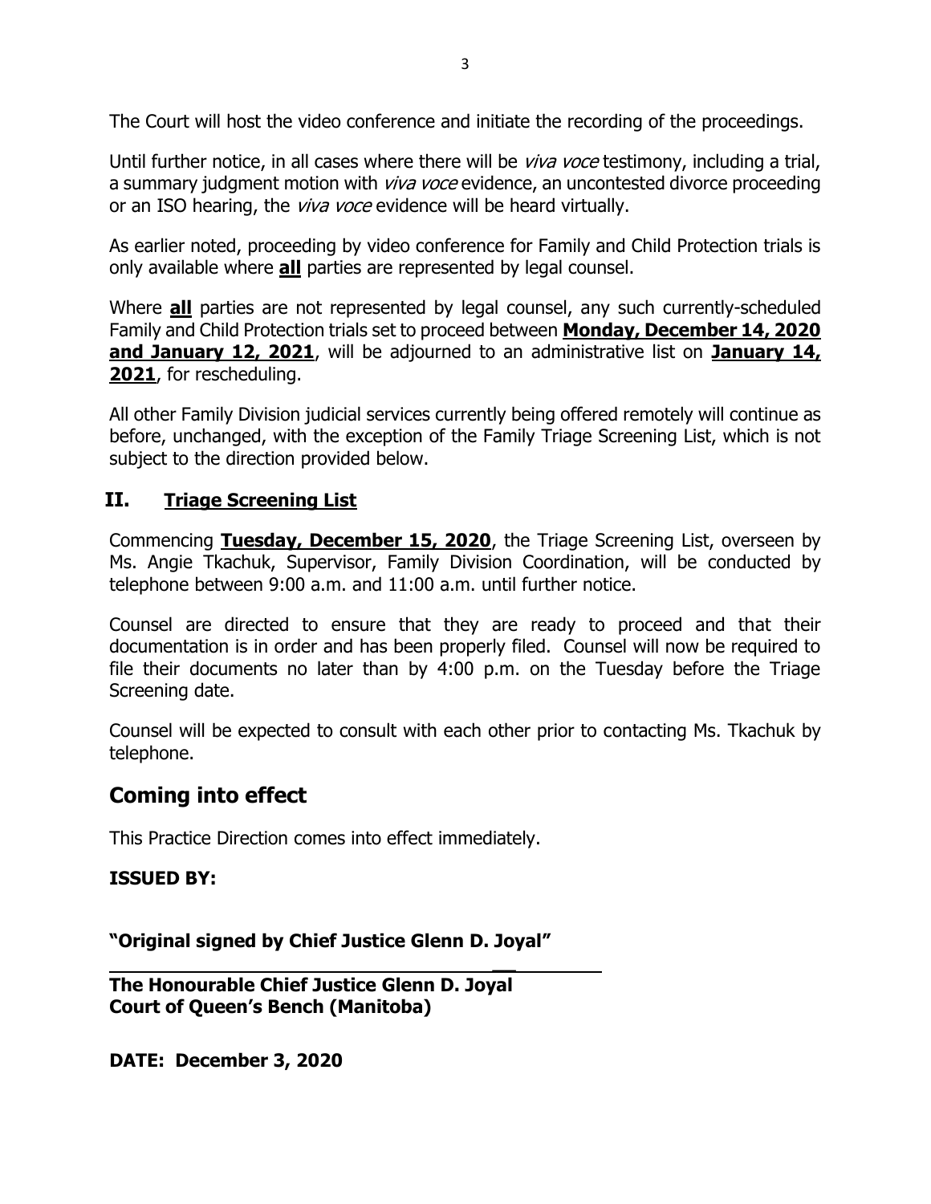The Court will host the video conference and initiate the recording of the proceedings.

Until further notice, in all cases where there will be *viva voce* testimony, including a trial, a summary judgment motion with *viva voce* evidence, an uncontested divorce proceeding or an ISO hearing, the *viva voce* evidence will be heard virtually.

As earlier noted, proceeding by video conference for Family and Child Protection trials is only available where **all** parties are represented by legal counsel.

Where **all** parties are not represented by legal counsel, any such currently-scheduled Family and Child Protection trials set to proceed between **Monday, December 14, 2020 and January 12, 2021**, will be adjourned to an administrative list on **January 14, 2021**, for rescheduling.

All other Family Division judicial services currently being offered remotely will continue as before, unchanged, with the exception of the Family Triage Screening List, which is not subject to the direction provided below.

## II. Triage Screening List

Commencing **Tuesday, December 15, 2020**, the Triage Screening List, overseen by Ms. Angie Tkachuk, Supervisor, Family Division Coordination, will be conducted by telephone between 9:00 a.m. and 11:00 a.m. until further notice.

Counsel are directed to ensure that they are ready to proceed and that their documentation is in order and has been properly filed. Counsel will now be required to file their documents no later than by 4:00 p.m. on the Tuesday before the Triage Screening date.

Counsel will be expected to consult with each other prior to contacting Ms. Tkachuk by telephone.

## Coming into effect

This Practice Direction comes into effect immediately.

**ISSUED BY:**

**"Original signed by Chief Justice Glenn D. Joyal"**

**The Honourable Chief Justice Glenn D. Joyal**
**Court of Queen's Bench (Manitoba)**

**DATE: December 3, 2020**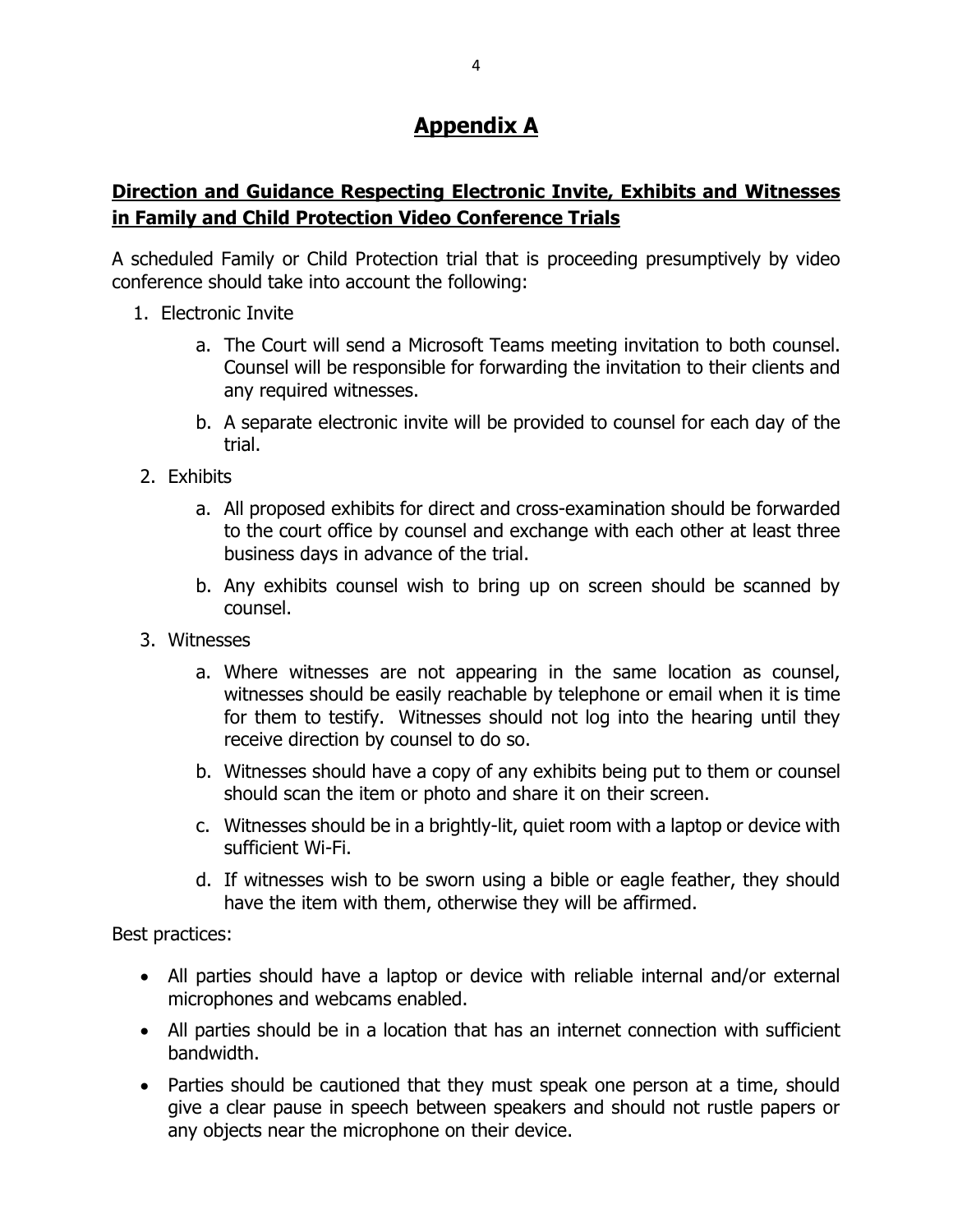# **Appendix A**

## **Direction and Guidance Respecting Electronic Invite, Exhibits and Witnesses in Family and Child Protection Video Conference Trials**

A scheduled Family or Child Protection trial that is proceeding presumptively by video conference should take into account the following:

1. Electronic Invite
   a. The Court will send a Microsoft Teams meeting invitation to both counsel. Counsel will be responsible for forwarding the invitation to their clients and any required witnesses.
   b. A separate electronic invite will be provided to counsel for each day of the trial.
2. Exhibits
   a. All proposed exhibits for direct and cross-examination should be forwarded to the court office by counsel and exchange with each other at least three business days in advance of the trial.
   b. Any exhibits counsel wish to bring up on screen should be scanned by counsel.
3. Witnesses
   a. Where witnesses are not appearing in the same location as counsel, witnesses should be easily reachable by telephone or email when it is time for them to testify. Witnesses should not log into the hearing until they receive direction by counsel to do so.
   b. Witnesses should have a copy of any exhibits being put to them or counsel should scan the item or photo and share it on their screen.
   c. Witnesses should be in a brightly-lit, quiet room with a laptop or device with sufficient Wi-Fi.
   d. If witnesses wish to be sworn using a bible or eagle feather, they should have the item with them, otherwise they will be affirmed.

Best practices:

- All parties should have a laptop or device with reliable internal and/or external microphones and webcams enabled.
- All parties should be in a location that has an internet connection with sufficient bandwidth.
- Parties should be cautioned that they must speak one person at a time, should give a clear pause in speech between speakers and should not rustle papers or any objects near the microphone on their device.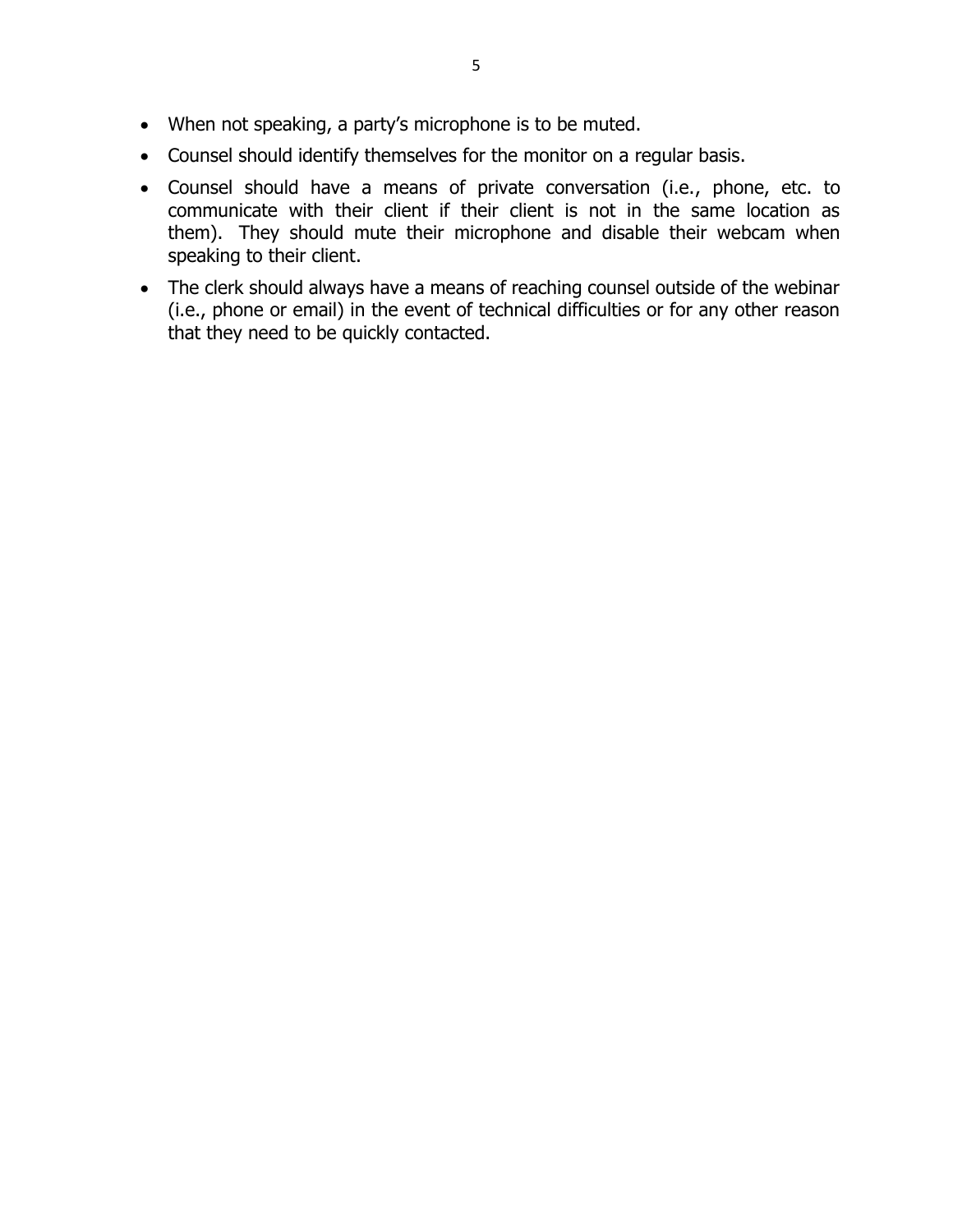- When not speaking, a party's microphone is to be muted.
- Counsel should identify themselves for the monitor on a regular basis.
- Counsel should have a means of private conversation (i.e., phone, etc. to communicate with their client if their client is not in the same location as them). They should mute their microphone and disable their webcam when speaking to their client.
- The clerk should always have a means of reaching counsel outside of the webinar (i.e., phone or email) in the event of technical difficulties or for any other reason that they need to be quickly contacted.